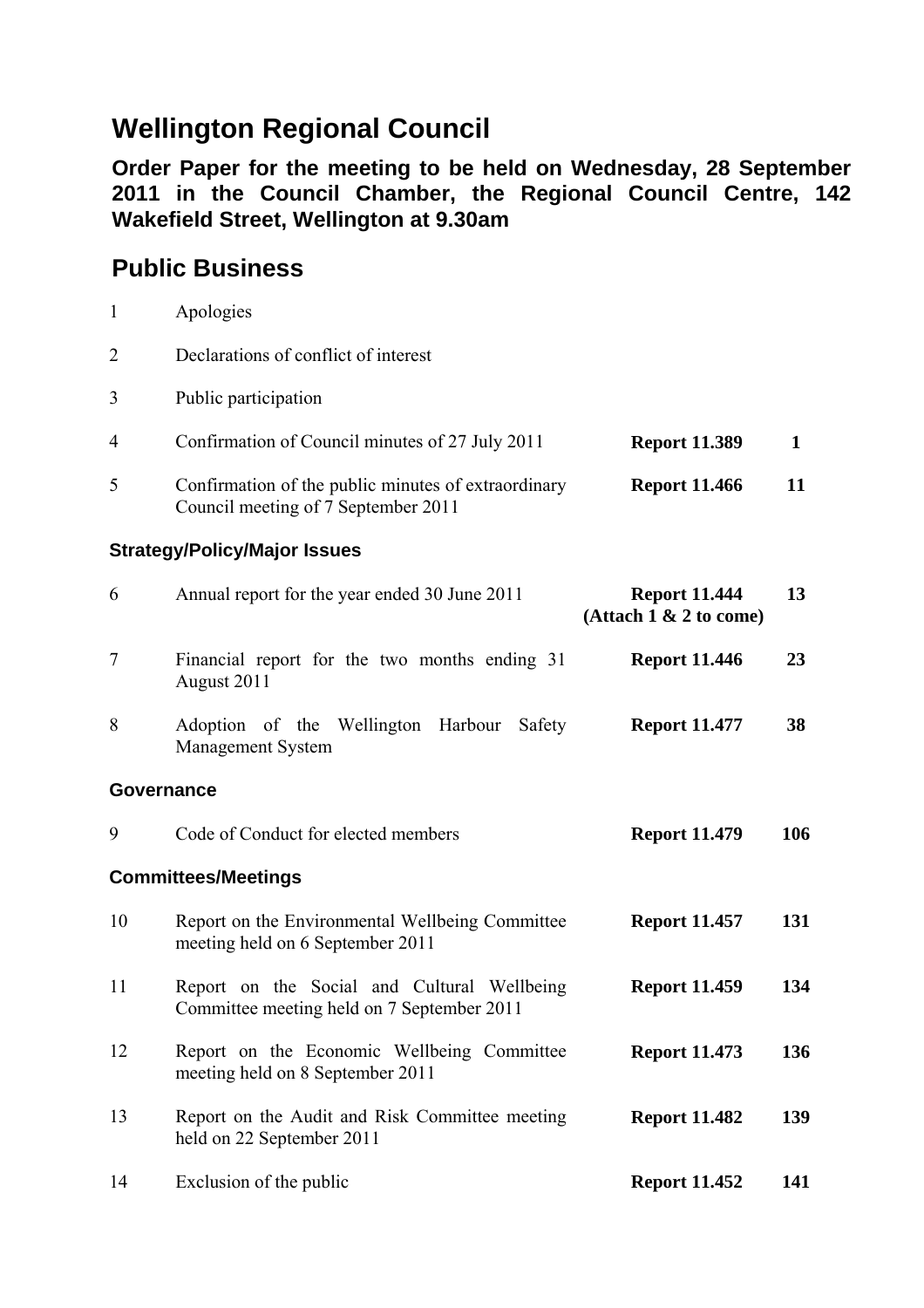# Wellington Regional Council

**Order Paper for the meeting to be held on Wednesday, 28 September 2011 in the Council Chamber, the Regional Council Centre, 142 Wakefield Street, Wellington at 9.30am**

## Public Business

| | | | |
|---|---|---|---|
| 1 | Apologies | | |
| 2 | Declarations of conflict of interest | | |
| 3 | Public participation | | |
| 4 | Confirmation of Council minutes of 27 July 2011 | **Report 11.389** | **1** |
| 5 | Confirmation of the public minutes of extraordinary Council meeting of 7 September 2011 | **Report 11.466** | **11** |

### Strategy/Policy/Major Issues

| | | | |
|---|---|---|---|
| 6 | Annual report for the year ended 30 June 2011 | **Report 11.444 (Attach 1 & 2 to come)** | **13** |
| 7 | Financial report for the two months ending 31 August 2011 | **Report 11.446** | **23** |
| 8 | Adoption of the Wellington Harbour Safety Management System | **Report 11.477** | **38** |

### Governance

| | | | |
|---|---|---|---|
| 9 | Code of Conduct for elected members | **Report 11.479** | **106** |

### Committees/Meetings

| | | | |
|---|---|---|---|
| 10 | Report on the Environmental Wellbeing Committee meeting held on 6 September 2011 | **Report 11.457** | **131** |
| 11 | Report on the Social and Cultural Wellbeing Committee meeting held on 7 September 2011 | **Report 11.459** | **134** |
| 12 | Report on the Economic Wellbeing Committee meeting held on 8 September 2011 | **Report 11.473** | **136** |
| 13 | Report on the Audit and Risk Committee meeting held on 22 September 2011 | **Report 11.482** | **139** |
| 14 | Exclusion of the public | **Report 11.452** | **141** |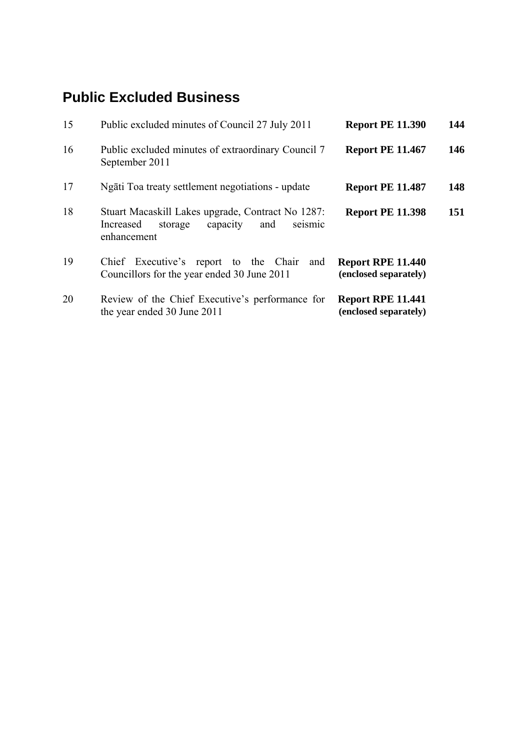## Public Excluded Business

| | | | |
|---|---|---|---|
| 15 | Public excluded minutes of Council 27 July 2011 | **Report PE 11.390** | **144** |
| 16 | Public excluded minutes of extraordinary Council 7 September 2011 | **Report PE 11.467** | **146** |
| 17 | Ngāti Toa treaty settlement negotiations - update | **Report PE 11.487** | **148** |
| 18 | Stuart Macaskill Lakes upgrade, Contract No 1287: Increased storage capacity and seismic enhancement | **Report PE 11.398** | **151** |
| 19 | Chief Executive's report to the Chair and Councillors for the year ended 30 June 2011 | **Report RPE 11.440 (enclosed separately)** | |
| 20 | Review of the Chief Executive's performance for the year ended 30 June 2011 | **Report RPE 11.441 (enclosed separately)** | |